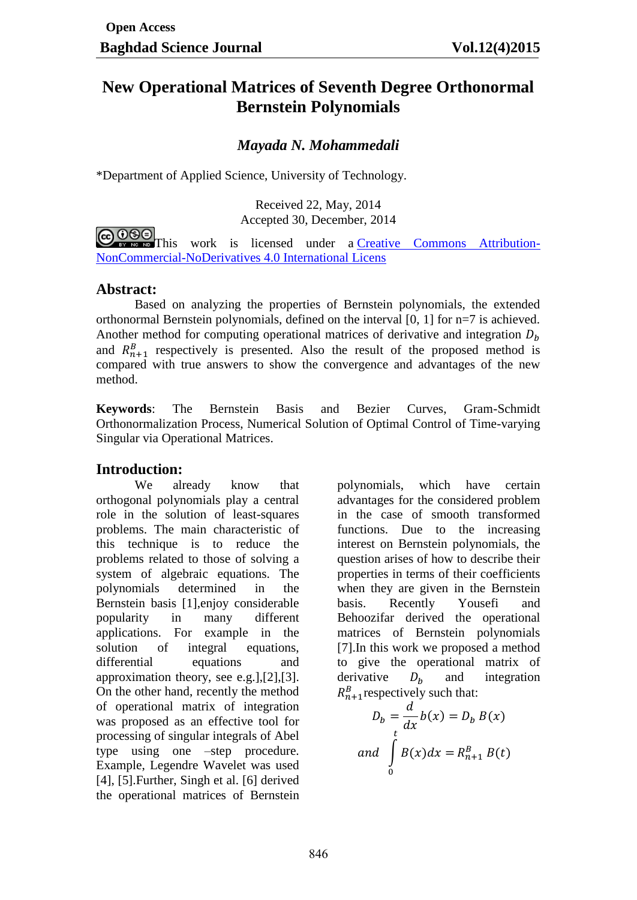# New Operational Matrices of Seventh Degree Orthonormal Bernstein Polynomials

***Mayada N. Mohammedali***

*Department of Applied Science, University of Technology.

Received 22, May, 2014
Accepted 30, December, 2014

This work is licensed under a Creative Commons Attribution-NonCommercial-NoDerivatives 4.0 International Licens

## Abstract:

Based on analyzing the properties of Bernstein polynomials, the extended orthonormal Bernstein polynomials, defined on the interval [0, 1] for n=7 is achieved. Another method for computing operational matrices of derivative and integration $D_b$ and $R_{n+1}^B$ respectively is presented. Also the result of the proposed method is compared with true answers to show the convergence and advantages of the new method.

**Keywords**: The Bernstein Basis and Bezier Curves, Gram-Schmidt Orthonormalization Process, Numerical Solution of Optimal Control of Time-varying Singular via Operational Matrices.

## Introduction:

We already know that orthogonal polynomials play a central role in the solution of least-squares problems. The main characteristic of this technique is to reduce the problems related to those of solving a system of algebraic equations. The polynomials determined in the Bernstein basis [1],enjoy considerable popularity in many different applications. For example in the solution of integral equations, differential equations and approximation theory, see e.g.],[2],[3]. On the other hand, recently the method of operational matrix of integration was proposed as an effective tool for processing of singular integrals of Abel type using one –step procedure. Example, Legendre Wavelet was used [4], [5].Further, Singh et al. [6] derived the operational matrices of Bernstein polynomials, which have certain advantages for the considered problem in the case of smooth transformed functions. Due to the increasing interest on Bernstein polynomials, the question arises of how to describe their properties in terms of their coefficients when they are given in the Bernstein basis. Recently Yousefi and Behoozifar derived the operational matrices of Bernstein polynomials [7].In this work we proposed a method to give the operational matrix of derivative $D_b$ and integration $R_{n+1}^B$respectively such that:

$$D_b = \frac{d}{dx} b(x) = D_b\, B(x)$$

$$and \int_0^t B(x)dx = R_{n+1}^B\, B(t)$$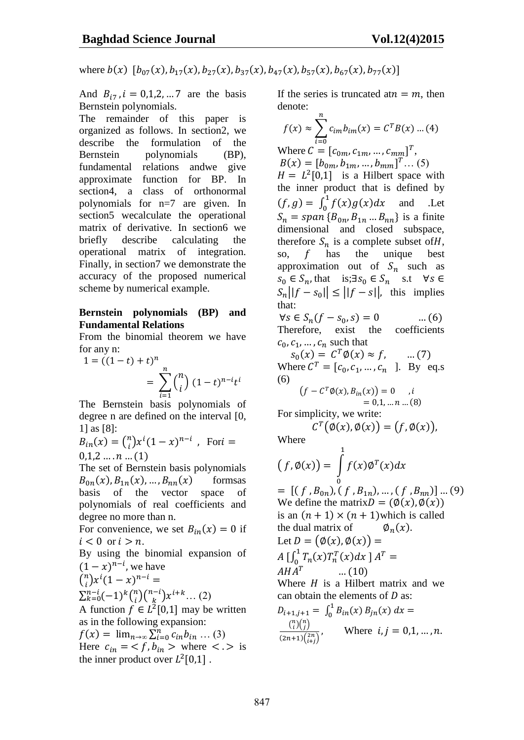where $b(x)$ $[b_{07}(x), b_{17}(x), b_{27}(x), b_{37}(x), b_{47}(x), b_{57}(x), b_{67}(x), b_{77}(x)]$

And $B_{i7}, i = 0,1,2, \dots 7$ are the basis Bernstein polynomials.

The remainder of this paper is organized as follows. In section2, we describe the formulation of the Bernstein polynomials (BP), fundamental relations andwe give approximate function for BP. In section4, a class of orthonormal polynomials for n=7 are given. In section5 wecalculate the operational matrix of derivative. In section6 we briefly describe calculating the operational matrix of integration. Finally, in section7 we demonstrate the accuracy of the proposed numerical scheme by numerical example.

## Bernstein polynomials (BP) and Fundamental Relations

From the binomial theorem we have for any n:

$$1 = ((1-t)+t)^n = \sum_{i=1}^{n} \binom{n}{i} (1-t)^{n-i} t^i$$

The Bernstein basis polynomials of degree n are defined on the interval [0, 1] as [8]:

$$B_{in}(x) = \binom{n}{i} x^i (1-x)^{n-i} \ , \ \text{For} i = 0,1,2 \dots . n \dots (1)$$

The set of Bernstein basis polynomials $B_{0n}(x), B_{1n}(x), \dots, B_{nn}(x)$ formsas basis of the vector space of polynomials of real coefficients and degree no more than n.

For convenience, we set $B_{in}(x) = 0$ if $i < 0$ or $i > n$.

By using the binomial expansion of $(1-x)^{n-i}$, we have

$$\binom{n}{i} x^i (1-x)^{n-i} = \sum_{k=0}^{n-i} (-1)^k \binom{n}{i} \binom{n-i}{k} x^{i+k} \dots (2)$$

A function $f \in L^2[0,1]$ may be written as in the following expansion:

$$f(x) = \lim_{n \to \infty} \sum_{i=0}^{n} c_{in} b_{in} \dots (3)$$

Here $c_{in} = < f, b_{in} >$ where $< . >$ is the inner product over $L^2[0,1]$ .

If the series is truncated at$n = m$, then denote:

$$f(x) \approx \sum_{i=0}^{n} c_{im} b_{im}(x) = C^T B(x) \dots (4)$$

Where $C = [c_{0m}, c_{1m}, \dots, c_{mm}]^T$,

$B(x) = [b_{0m}, b_{1m}, \dots, b_{mm}]^T \dots (5)$

$H = L^2[0,1]$ is a Hilbert space with the inner product that is defined by $(f, g) = \int_0^1 f(x) g(x) dx$ and .Let $S_n = span\{B_{0n}, B_{1n} \dots B_{nn}\}$ is a finite dimensional and closed subspace, therefore $S_n$ is a complete subset of$H$, so, $f$ has the unique best approximation out of $S_n$ such as $s_0 \in S_n$, that is;$\exists s_0 \in S_n$ s.t $\forall s \in S_n ||f - s_0|| \leq ||f - s||$, this implies that:

$$\forall s \in S_n (f - s_0, s) = 0 \qquad \dots (6)$$

Therefore, exist the coefficients $c_0, c_1, \dots, c_n$ such that

$$s_0(x) = C^T \emptyset(x) \approx f, \qquad \dots (7)$$

Where $C^T = [c_0, c_1, \dots, c_n \ ]$. By eq.s (6)

$$\left(f - C^T \emptyset(x), B_{in}(x)\right) = 0 \quad , i = 0,1, \dots n \dots (8)$$

For simplicity, we write:

$$C^T\left(\emptyset(x), \emptyset(x)\right) = \left(f, \emptyset(x)\right),$$

Where

$$\left(f, \emptyset(x)\right) = \int_0^1 f(x) \emptyset^T(x) dx$$

$$= [(f, B_{0n}), (f, B_{1n}), \dots, (f, B_{nn})] \dots (9)$$

We define the matrix$D = (\emptyset(x), \emptyset(x))$ is an $(n+1) \times (n+1)$which is called the dual matrix of $\emptyset_n(x)$.

Let $D = \left(\emptyset(x), \emptyset(x)\right) = A \left[\int_0^1 T_n(x) T_n^T(x) dx\right] A^T = AHA^T \qquad \dots (10)$

Where $H$ is a Hilbert matrix and we can obtain the elements of $D$ as:

$$D_{i+1,j+1} = \int_0^1 B_{in}(x) B_{jn}(x)\, dx = \frac{\binom{n}{i}\binom{n}{j}}{(2n+1)\binom{2n}{i+j}}, \qquad \text{Where } i, j = 0,1, \dots, n.$$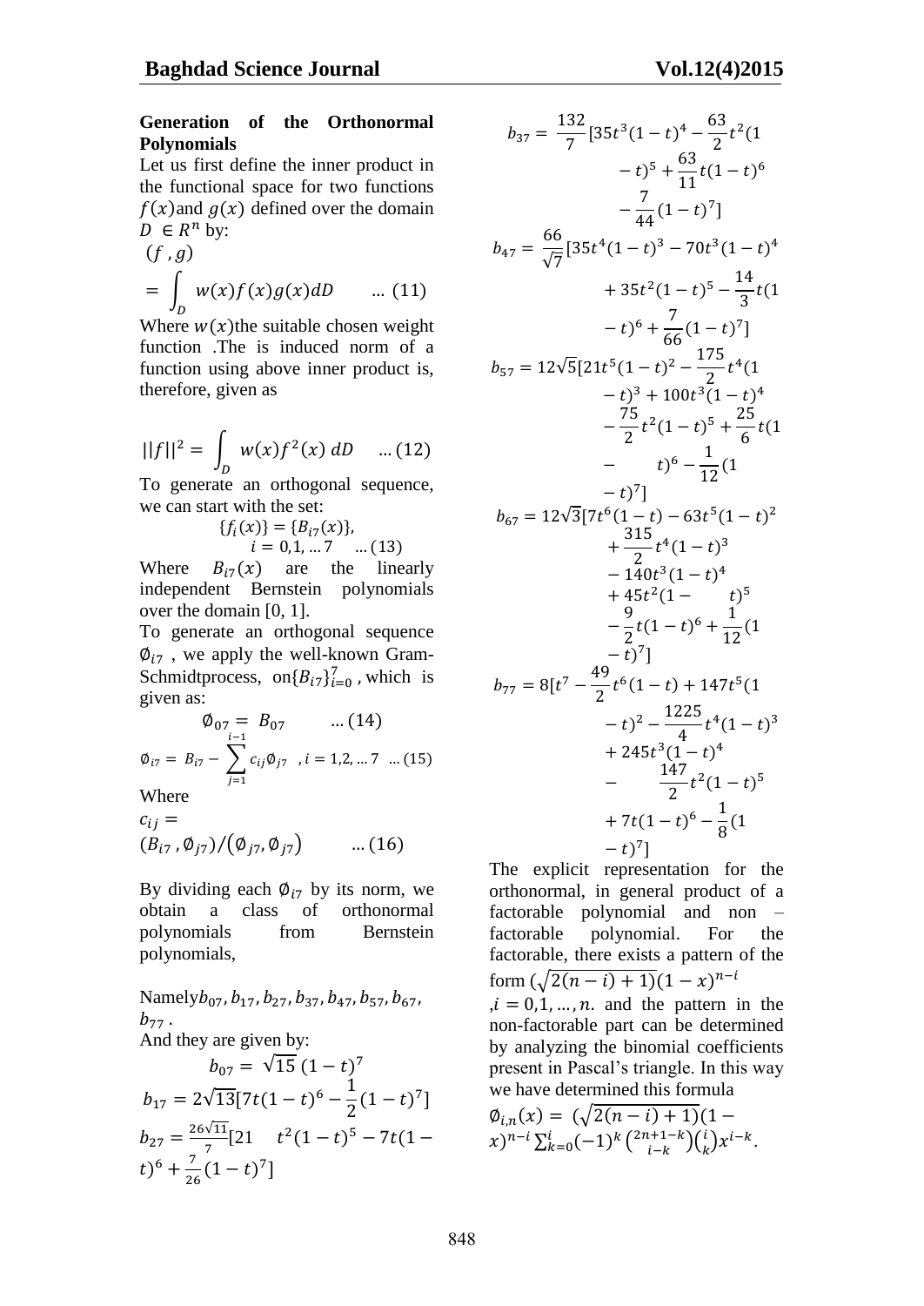**Generation of the Orthonormal Polynomials**

Let us first define the inner product in the functional space for two functions $f(x)$and $g(x)$ defined over the domain $D \in R^n$ by:

$$(f, g) = \int_D w(x) f(x) g(x) dD \quad \dots (11)$$

Where $w(x)$the suitable chosen weight function .The is induced norm of a function using above inner product is, therefore, given as

$$||f||^2 = \int_D w(x) f^2(x)\, dD \quad \dots (12)$$

To generate an orthogonal sequence, we can start with the set:

$$\{f_i(x)\} = \{B_{i7}(x)\}, \quad i = 0,1, \dots 7 \quad \dots (13)$$

Where $B_{i7}(x)$ are the linearly independent Bernstein polynomials over the domain [0, 1].

To generate an orthogonal sequence $\emptyset_{i7}$ , we apply the well-known Gram-Schmidtprocess, on$\{B_{i7}\}_{i=0}^{7}$ , which is given as:

$$\emptyset_{07} = B_{07} \quad \dots (14)$$

$$\emptyset_{i7} = B_{i7} - \sum_{j=1}^{i-1} c_{ij} \emptyset_{j7} \quad , i = 1,2, \dots 7 \quad \dots (15)$$

Where

$$c_{ij} = (B_{i7}, \emptyset_{j7}) / (\emptyset_{j7}, \emptyset_{j7}) \quad \dots (16)$$

By dividing each $\emptyset_{i7}$ by its norm, we obtain a class of orthonormal polynomials from Bernstein polynomials,

Namely$b_{07}, b_{17}, b_{27}, b_{37}, b_{47}, b_{57}, b_{67}, b_{77}$ .

And they are given by:

$$b_{07} = \sqrt{15}\,(1-t)^7$$

$$b_{17} = 2\sqrt{13}[7t(1-t)^6 - \frac{1}{2}(1-t)^7]$$

$$b_{27} = \frac{26\sqrt{11}}{7}[21 \quad t^2(1-t)^5 - 7t(1-t)^6 + \frac{7}{26}(1-t)^7]$$

$$b_{37} = \frac{132}{7}[35t^3(1-t)^4 - \frac{63}{2}t^2(1-t)^5 + \frac{63}{11}t(1-t)^6 - \frac{7}{44}(1-t)^7]$$

$$b_{47} = \frac{66}{\sqrt{7}}[35t^4(1-t)^3 - 70t^3(1-t)^4 + 35t^2(1-t)^5 - \frac{14}{3}t(1-t)^6 + \frac{7}{66}(1-t)^7]$$

$$b_{57} = 12\sqrt{5}[21t^5(1-t)^2 - \frac{175}{2}t^4(1-t)^3 + 100t^3(1-t)^4 - \frac{75}{2}t^2(1-t)^5 + \frac{25}{6}t(1-t)^6 - \frac{1}{12}(1-t)^7]$$

$$b_{67} = 12\sqrt{3}[7t^6(1-t) - 63t^5(1-t)^2 + \frac{315}{2}t^4(1-t)^3 - 140t^3(1-t)^4 + 45t^2(1-t)^5 - \frac{9}{2}t(1-t)^6 + \frac{1}{12}(1-t)^7]$$

$$b_{77} = 8[t^7 - \frac{49}{2}t^6(1-t) + 147t^5(1-t)^2 - \frac{1225}{4}t^4(1-t)^3 + 245t^3(1-t)^4 - \frac{147}{2}t^2(1-t)^5 + 7t(1-t)^6 - \frac{1}{8}(1-t)^7]$$

The explicit representation for the orthonormal, in general product of a factorable polynomial and non – factorable polynomial. For the factorable, there exists a pattern of the form $(\sqrt{2(n-i)+1})(1-x)^{n-i}$ ,$i = 0,1, \dots, n$. and the pattern in the non-factorable part can be determined by analyzing the binomial coefficients present in Pascal's triangle. In this way we have determined this formula

$$\emptyset_{i,n}(x) = (\sqrt{2(n-i)+1})(1-x)^{n-i} \sum_{k=0}^{i} (-1)^k \binom{2n+1-k}{i-k} \binom{i}{k} x^{i-k}.$$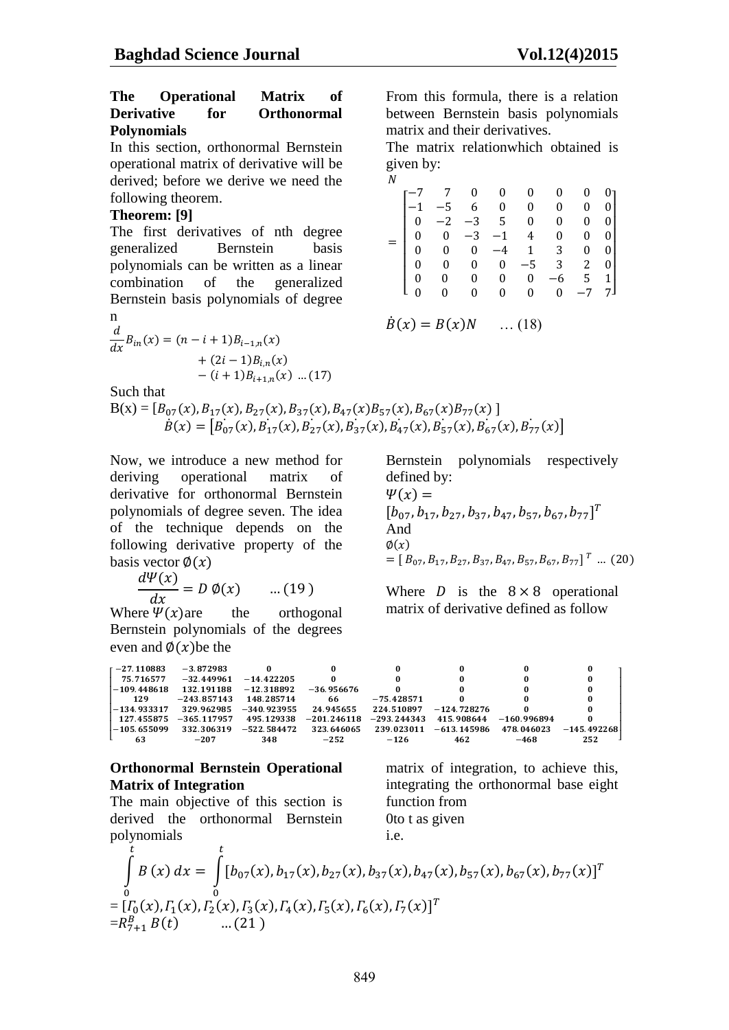### The Operational Matrix of Derivative for Orthonormal Polynomials

In this section, orthonormal Bernstein operational matrix of derivative will be derived; before we derive we need the following theorem.

**Theorem: [9]**

The first derivatives of nth degree generalized Bernstein basis polynomials can be written as a linear combination of the generalized Bernstein basis polynomials of degree n

$$\frac{d}{dx}B_{in}(x) = (n-i+1)B_{i-1,n}(x) + (2i-1)B_{i,n}(x) - (i+1)B_{i+1,n}(x) \quad \ldots(17)$$

From this formula, there is a relation between Bernstein basis polynomials matrix and their derivatives.

The matrix relationwhich obtained is given by:

$$N = \begin{bmatrix} -7 & 7 & 0 & 0 & 0 & 0 & 0 & 0 \\ -1 & -5 & 6 & 0 & 0 & 0 & 0 & 0 \\ 0 & -2 & -3 & 5 & 0 & 0 & 0 & 0 \\ 0 & 0 & -3 & -1 & 4 & 0 & 0 & 0 \\ 0 & 0 & 0 & -4 & 1 & 3 & 0 & 0 \\ 0 & 0 & 0 & 0 & -5 & 3 & 2 & 0 \\ 0 & 0 & 0 & 0 & 0 & -6 & 5 & 1 \\ 0 & 0 & 0 & 0 & 0 & 0 & -7 & 7 \end{bmatrix}$$

$$\dot{B}(x) = B(x)N \quad \ldots(18)$$

Such that

$B(x) = [B_{07}(x), B_{17}(x), B_{27}(x), B_{37}(x), B_{47}(x) B_{57}(x), B_{67}(x) B_{77}(x)]$

$\dot{B}(x) = [\dot{B_{07}}(x), \dot{B_{17}}(x), \dot{B_{27}}(x), \dot{B_{37}}(x), \dot{B_{47}}(x), \dot{B_{57}}(x), \dot{B_{67}}(x), \dot{B_{77}}(x)]$

Now, we introduce a new method for deriving operational matrix of derivative for orthonormal Bernstein polynomials of degree seven. The idea of the technique depends on the following derivative property of the basis vector $\emptyset(x)$

$$\frac{d\Psi(x)}{dx} = D\,\emptyset(x) \quad \ldots(19)$$

Where $\Psi(x)$are the orthogonal Bernstein polynomials of the degrees even and $\emptyset(x)$be the Bernstein polynomials respectively defined by:

$\Psi(x) = [b_{07}, b_{17}, b_{27}, b_{37}, b_{47}, b_{57}, b_{67}, b_{77}]^T$

And

$\emptyset(x) = [B_{07}, B_{17}, B_{27}, B_{37}, B_{47}, B_{57}, B_{67}, B_{77}]^T \quad \ldots(20)$

Where $D$ is the $8 \times 8$ operational matrix of derivative defined as follow

$$\begin{bmatrix} -27.110883 & -3.872983 & 0 & 0 & 0 & 0 & 0 & 0 \\ 75.716577 & -32.449961 & -14.422205 & 0 & 0 & 0 & 0 & 0 \\ -109.448618 & 132.191188 & -12.318892 & -36.956676 & 0 & 0 & 0 & 0 \\ 129 & -243.857143 & 148.285714 & 66 & -75.428571 & 0 & 0 & 0 \\ -134.933317 & 329.962985 & -340.923955 & 24.945655 & 224.510897 & -124.728276 & 0 & 0 \\ 127.455875 & -365.117957 & 495.129338 & -201.246118 & -293.244343 & 415.908644 & -160.996894 & 0 \\ -105.655099 & 332.306319 & -522.584472 & 323.646065 & 239.023011 & -613.145986 & 478.046023 & -145.492268 \\ 63 & -207 & 348 & -252 & -126 & 462 & -468 & 252 \end{bmatrix}$$

### Orthonormal Bernstein Operational Matrix of Integration

The main objective of this section is derived the orthonormal Bernstein polynomials matrix of integration, to achieve this, integrating the orthonormal base eight function from 0to t as given i.e.

$$\int_0^t B(x)\,dx = \int_0^t [b_{07}(x), b_{17}(x), b_{27}(x), b_{37}(x), b_{47}(x), b_{57}(x), b_{67}(x), b_{77}(x)]^T$$

$= [\Gamma_0(x), \Gamma_1(x), \Gamma_2(x), \Gamma_3(x), \Gamma_4(x), \Gamma_5(x), \Gamma_6(x), \Gamma_7(x)]^T$

$= R_{7+1}^{B}\, B(t) \quad \ldots(21)$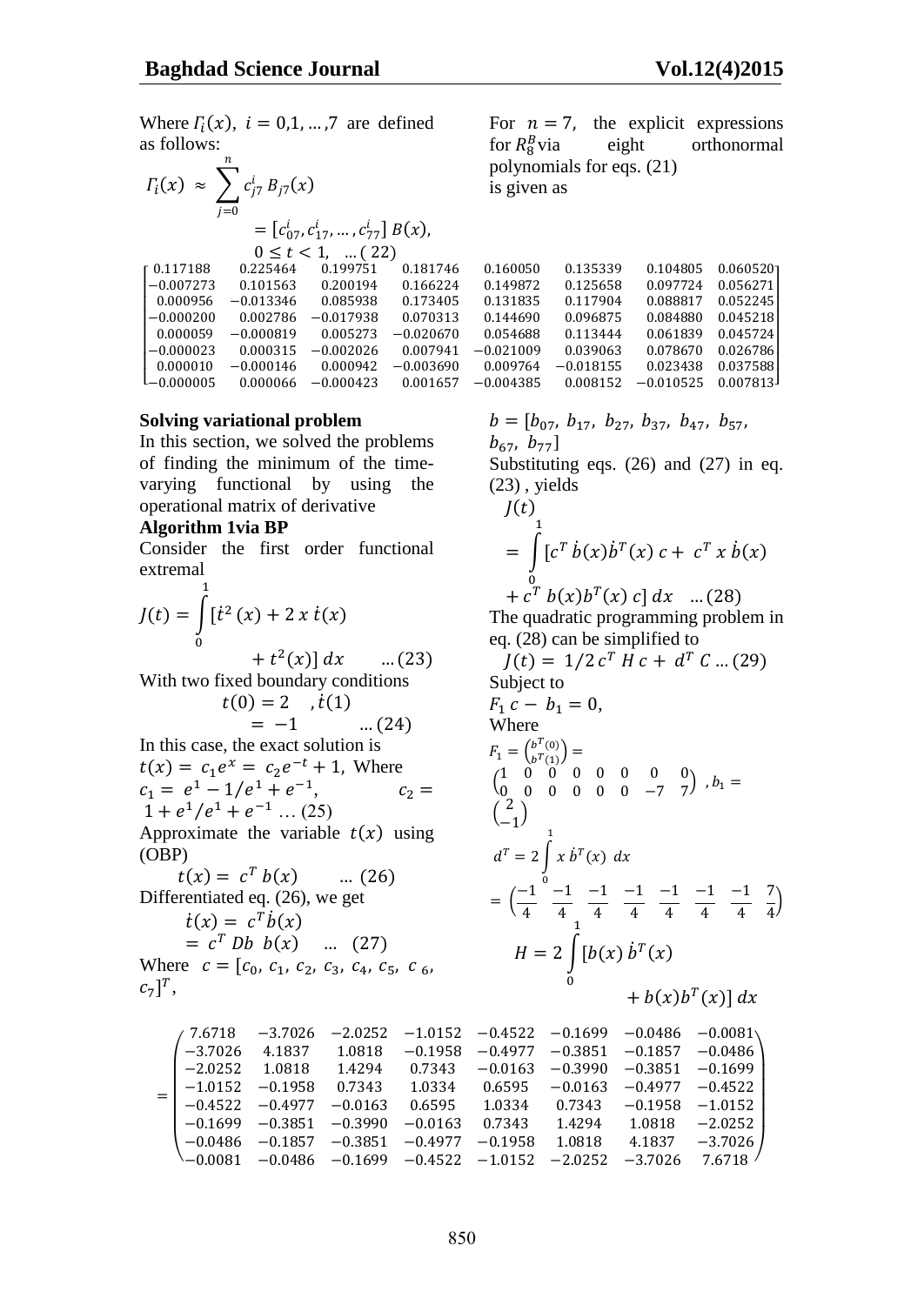Where $\Gamma_i(x),\ i = 0,1,\dots,7$ are defined as follows:

$$\Gamma_i(x) \approx \sum_{j=0}^{n} c_{j7}^{i}\, B_{j7}(x) = [c_{07}^{i}, c_{17}^{i}, \dots, c_{77}^{i}]\, B(x), \quad 0 \le t < 1, \quad \dots(22)$$

For $n = 7$, the explicit expressions for $R_8^B$ via eight orthonormal polynomials for eqs. (21) is given as

$$\begin{bmatrix} 0.117188 & 0.225464 & 0.199751 & 0.181746 & 0.160050 & 0.135339 & 0.104805 & 0.060520 \\ -0.007273 & 0.101563 & 0.200194 & 0.166224 & 0.149872 & 0.125658 & 0.097724 & 0.056271 \\ 0.000956 & -0.013346 & 0.085938 & 0.173405 & 0.131835 & 0.117904 & 0.088817 & 0.052245 \\ -0.000200 & 0.002786 & -0.017938 & 0.070313 & 0.144690 & 0.096875 & 0.084880 & 0.045218 \\ 0.000059 & -0.000819 & 0.005273 & -0.020670 & 0.054688 & 0.113444 & 0.061839 & 0.045724 \\ -0.000023 & 0.000315 & -0.002026 & 0.007941 & -0.021009 & 0.039063 & 0.078670 & 0.026786 \\ 0.000010 & -0.000146 & 0.000942 & -0.003690 & 0.009764 & -0.018155 & 0.023438 & 0.037588 \\ -0.000005 & 0.000066 & -0.000423 & 0.001657 & -0.004385 & 0.008152 & -0.010525 & 0.007813 \end{bmatrix}$$

**Solving variational problem**

In this section, we solved the problems of finding the minimum of the time-varying functional by using the operational matrix of derivative

**Algorithm 1via BP**

Consider the first order functional extremal

$$J(t) = \int_0^1 [\dot{t}^2(x) + 2\,x\,\dot{t}(x) + t^2(x)]\,dx \quad \dots(23)$$

With two fixed boundary conditions

$$t(0) = 2 \quad , \dot{t}(1) = -1 \quad \dots(24)$$

In this case, the exact solution is $t(x) = c_1 e^{x} = c_2 e^{-t} + 1$, Where $c_1 = e^{1} - 1/e^{1} + e^{-1}$, $c_2 = 1 + e^{1}/e^{1} + e^{-1} \dots (25)$

Approximate the variable $t(x)$ using (OBP)

$$t(x) = c^T\, b(x) \quad \dots(26)$$

Differentiated eq. (26), we get

$$\dot{t}(x) = c^T \dot{b}(x) = c^T\, Db\ b(x) \quad \dots(27)$$

Where $c = [c_0, c_1, c_2, c_3, c_4, c_5, c_6, c_7]^T$,

$b = [b_{07}, b_{17}, b_{27}, b_{37}, b_{47}, b_{57}, b_{67}, b_{77}]$

Substituting eqs. (26) and (27) in eq. (23), yields

$$J(t) = \int_0^1 [c^T\,\dot{b}(x)\dot{b}^T(x)\,c + c^T\,x\,\dot{b}(x) + c^T\,b(x)b^T(x)\,c]\,dx \quad \dots(28)$$

The quadratic programming problem in eq. (28) can be simplified to

$$J(t) = 1/2\,c^T\,H\,c + d^T\,C \dots(29)$$

Subject to

$F_1\,c - b_1 = 0,$

Where

$$F_1 = \begin{pmatrix} b^T(0) \\ b^T(1) \end{pmatrix} = \begin{pmatrix} 1 & 0 & 0 & 0 & 0 & 0 & 0 & 0 \\ 0 & 0 & 0 & 0 & 0 & 0 & -7 & 7 \end{pmatrix},\ b_1 = \begin{pmatrix} 2 \\ -1 \end{pmatrix}$$

$$d^T = 2\int_0^1 x\,\dot{b}^T(x)\,dx = \begin{pmatrix} \frac{-1}{4} & \frac{-1}{4} & \frac{-1}{4} & \frac{-1}{4} & \frac{-1}{4} & \frac{-1}{4} & \frac{-1}{4} & \frac{7}{4} \end{pmatrix}$$

$$H = 2\int_0^1 [b(x)\,\dot{b}^T(x) + b(x)b^T(x)]\,dx$$

$$= \begin{pmatrix} 7.6718 & -3.7026 & -2.0252 & -1.0152 & -0.4522 & -0.1699 & -0.0486 & -0.0081 \\ -3.7026 & 4.1837 & 1.0818 & -0.1958 & -0.4977 & -0.3851 & -0.1857 & -0.0486 \\ -2.0252 & 1.0818 & 1.4294 & 0.7343 & -0.0163 & -0.3990 & -0.3851 & -0.1699 \\ -1.0152 & -0.1958 & 0.7343 & 1.0334 & 0.6595 & -0.0163 & -0.4977 & -0.4522 \\ -0.4522 & -0.4977 & -0.0163 & 0.6595 & 1.0334 & 0.7343 & -0.1958 & -1.0152 \\ -0.1699 & -0.3851 & -0.3990 & -0.0163 & 0.7343 & 1.4294 & 1.0818 & -2.0252 \\ -0.0486 & -0.1857 & -0.3851 & -0.4977 & -0.1958 & 1.0818 & 4.1837 & -3.7026 \\ -0.0081 & -0.0486 & -0.1699 & -0.4522 & -1.0152 & -2.0252 & -3.7026 & 7.6718 \end{pmatrix}$$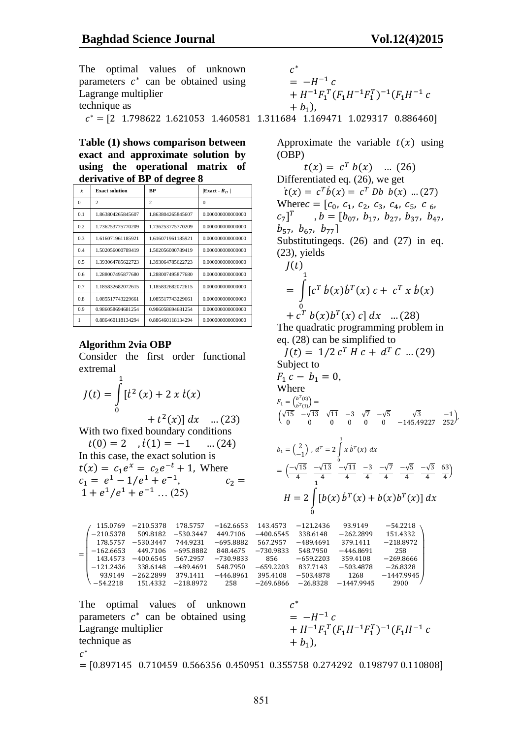The optimal values of unknown parameters $c^*$ can be obtained using Lagrange multiplier technique as

$$c^* = -H^{-1}c + H^{-1}F_1^T(F_1H^{-1}F_1^T)^{-1}(F_1H^{-1}c + b_1),$$

$c^* = [2 \;\; 1.798622 \;\; 1.621053 \;\; 1.460581 \;\; 1.311684 \;\; 1.169471 \;\; 1.029317 \;\; 0.886460]$

**Table (1) shows comparison between exact and approximate solution by using the operational matrix of derivative of BP of degree 8**

| *x* | Exact solution | BP | \|Exact - $B_{i7}$\| |
|---|---|---|---|
| 0 | 2 | 2 | 0 |
| 0.1 | 1.863804265845607 | 1.863804265845607 | 0.000000000000000 |
| 0.2 | 1.736253775770209 | 1.736253775770209 | 0.000000000000000 |
| 0.3 | 1.616071961185921 | 1.616071961185921 | 0.000000000000000 |
| 0.4 | 1.502056000789419 | 1.502056000789419 | 0.000000000000000 |
| 0.5 | 1.393064785622723 | 1.393064785622723 | 0.000000000000000 |
| 0.6 | 1.288007495877680 | 1.288007495877680 | 0.000000000000000 |
| 0.7 | 1.185832682072615 | 1.185832682072615 | 0.000000000000000 |
| 0.8 | 1.085517743229661 | 1.085517743229661 | 0.000000000000000 |
| 0.9 | 0.986058694681254 | 0.986058694681254 | 0.000000000000000 |
| 1 | 0.886460118134294 | 0.886460118134294 | 0.000000000000000 |

**Algorithm 2via OBP**

Consider the first order functional extremal

$$J(t) = \int_0^1 [\dot{t}^2(x) + 2\,x\,\dot{t}(x) + t^2(x)]\,dx \quad \ldots (23)$$

With two fixed boundary conditions

$$t(0) = 2 \quad , \dot{t}(1) = -1 \quad \ldots (24)$$

In this case, the exact solution is $t(x) = c_1 e^x = c_2 e^{-t} + 1$, Where $c_1 = e^1 - 1/e^1 + e^{-1}$, $c_2 = 1 + e^1/e^1 + e^{-1}$ … (25)

Approximate the variable $t(x)$ using (OBP)

$$t(x) = c^T\, b(x) \quad \ldots (26)$$

Differentiated eq. (26), we get

$$\dot{t}(x) = c^T \dot{b}(x) = c^T\, Db\; b(x) \; \ldots (27)$$

Where$c = [c_0, c_1, c_2, c_3, c_4, c_5, c_6, c_7]^T$ , $b = [b_{07}, b_{17}, b_{27}, b_{37}, b_{47}, b_{57}, b_{67}, b_{77}]$

Substitutingeqs. (26) and (27) in eq. (23), yields

$$J(t) = \int_0^1 [c^T\, b(x)\dot{b}^T(x)\, c + c^T\, x\, \dot{b}(x) + c^T\, b(x) b^T(x)\, c]\, dx \quad \ldots (28)$$

The quadratic programming problem in eq. (28) can be simplified to

$$J(t) = 1/2\, c^T\, H\, c + d^T\, C \; \ldots (29)$$

Subject to

$$F_1\, c - b_1 = 0,$$

Where

$$F_1 = \begin{pmatrix} b^T(0) \\ \dot{b}^T(1) \end{pmatrix} = \begin{pmatrix} \sqrt{15} & -\sqrt{13} & \sqrt{11} & -3 & \sqrt{7} & -\sqrt{5} & \sqrt{3} & -1 \\ 0 & 0 & 0 & 0 & 0 & 0 & -145.49227 & 252 \end{pmatrix},$$

$$b_1 = \begin{pmatrix} 2 \\ -1 \end{pmatrix},\; d^T = 2\int_0^1 x\, \dot{b}^T(x)\, dx = \begin{pmatrix} \frac{-\sqrt{15}}{4} & \frac{-\sqrt{13}}{4} & \frac{-\sqrt{11}}{4} & \frac{-3}{4} & \frac{-\sqrt{7}}{4} & \frac{-\sqrt{5}}{4} & \frac{-\sqrt{3}}{4} & \frac{63}{4} \end{pmatrix}$$

$$H = 2\int_0^1 [b(x)\,\dot{b}^T(x) + b(x) b^T(x)]\, dx$$

$$= \begin{pmatrix} 115.0769 & -210.5378 & 178.5757 & -162.6653 & 143.4573 & -121.2436 & 93.9149 & -54.2218 \\ -210.5378 & 509.8182 & -530.3447 & 449.7106 & -400.6545 & 338.6148 & -262.2899 & 151.4332 \\ 178.5757 & -530.3447 & 744.9231 & -695.8882 & 567.2957 & -489.4691 & 379.1411 & -218.8972 \\ -162.6653 & 449.7106 & -695.8882 & 848.4675 & -730.9833 & 548.7950 & -446.8691 & 258 \\ 143.4573 & -400.6545 & 567.2957 & -730.9833 & 856 & -659.2203 & 359.4108 & -269.8666 \\ -121.2436 & 338.6148 & -489.4691 & 548.7950 & -659.2203 & 837.7143 & -503.4878 & -26.8328 \\ 93.9149 & -262.2899 & 379.1411 & -446.8961 & 395.4108 & -503.4878 & 1268 & -1447.9945 \\ -54.2218 & 151.4332 & -218.8972 & 258 & -269.6866 & -26.8328 & -1447.9945 & 2900 \end{pmatrix}$$

The optimal values of unknown parameters $c^*$ can be obtained using Lagrange multiplier technique as

$$c^* = -H^{-1}c + H^{-1}F_1^T(F_1H^{-1}F_1^T)^{-1}(F_1H^{-1}c + b_1),$$

$c^* = [0.897145 \;\; 0.710459 \;\; 0.566356 \;\; 0.450951 \;\; 0.355758 \;\; 0.274292 \;\; 0.198797 \;\; 0.110808]$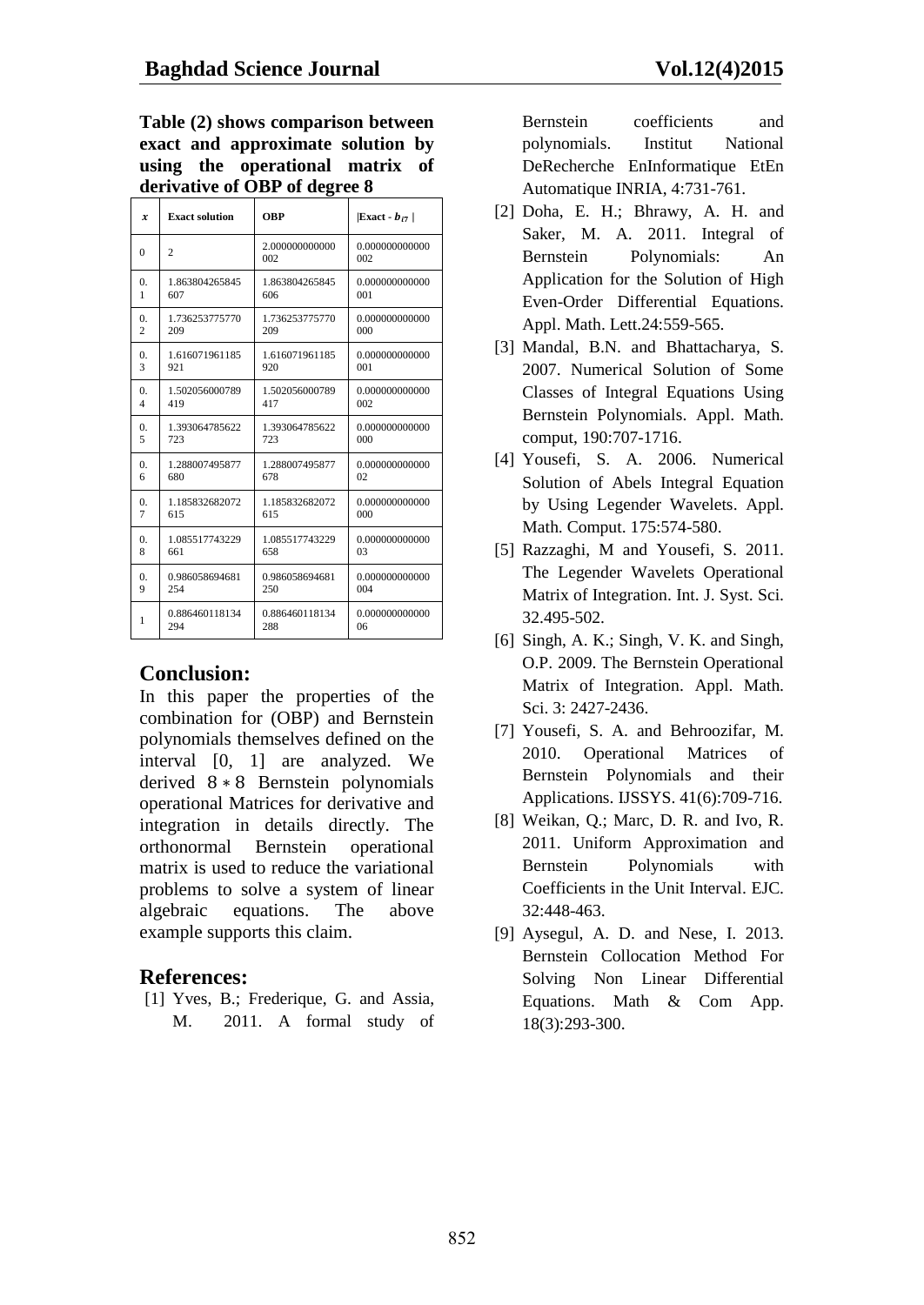**Table (2) shows comparison between exact and approximate solution by using the operational matrix of derivative of OBP of degree 8**

| $x$ | Exact solution | OBP | $\|Exact - b_{i7}\|$ |
|---|---|---|---|
| 0 | 2 | 2.000000000000002 | 0.000000000000002 |
| 0.1 | 1.863804265845607 | 1.863804265845606 | 0.000000000000001 |
| 0.2 | 1.736253775770209 | 1.736253775770209 | 0.000000000000000 |
| 0.3 | 1.616071961185921 | 1.616071961185920 | 0.000000000000001 |
| 0.4 | 1.502056000789419 | 1.502056000789417 | 0.000000000000002 |
| 0.5 | 1.393064785622723 | 1.393064785622723 | 0.000000000000000 |
| 0.6 | 1.288007495877680 | 1.288007495877678 | 0.00000000000002 |
| 0.7 | 1.185832682072615 | 1.185832682072615 | 0.000000000000000 |
| 0.8 | 1.085517743229661 | 1.085517743229658 | 0.00000000000003 |
| 0.9 | 0.986058694681254 | 0.986058694681250 | 0.000000000000004 |
| 1 | 0.886460118134294 | 0.886460118134288 | 0.00000000000006 |

## Conclusion:

In this paper the properties of the combination for (OBP) and Bernstein polynomials themselves defined on the interval [0, 1] are analyzed. We derived $8 * 8$ Bernstein polynomials operational Matrices for derivative and integration in details directly. The orthonormal Bernstein operational matrix is used to reduce the variational problems to solve a system of linear algebraic equations. The above example supports this claim.

## References:

[1] Yves, B.; Frederique, G. and Assia, M. 2011. A formal study of Bernstein coefficients and polynomials. Institut National DeRecherche EnInformatique EtEn Automatique INRIA, 4:731-761.

[2] Doha, E. H.; Bhrawy, A. H. and Saker, M. A. 2011. Integral of Bernstein Polynomials: An Application for the Solution of High Even-Order Differential Equations. Appl. Math. Lett.24:559-565.

[3] Mandal, B.N. and Bhattacharya, S. 2007. Numerical Solution of Some Classes of Integral Equations Using Bernstein Polynomials. Appl. Math. comput, 190:707-1716.

[4] Yousefi, S. A. 2006. Numerical Solution of Abels Integral Equation by Using Legender Wavelets. Appl. Math. Comput. 175:574-580.

[5] Razzaghi, M and Yousefi, S. 2011. The Legender Wavelets Operational Matrix of Integration. Int. J. Syst. Sci. 32.495-502.

[6] Singh, A. K.; Singh, V. K. and Singh, O.P. 2009. The Bernstein Operational Matrix of Integration. Appl. Math. Sci. 3: 2427-2436.

[7] Yousefi, S. A. and Behroozifar, M. 2010. Operational Matrices of Bernstein Polynomials and their Applications. IJSSYS. 41(6):709-716.

[8] Weikan, Q.; Marc, D. R. and Ivo, R. 2011. Uniform Approximation and Bernstein Polynomials with Coefficients in the Unit Interval. EJC. 32:448-463.

[9] Aysegul, A. D. and Nese, I. 2013. Bernstein Collocation Method For Solving Non Linear Differential Equations. Math & Com App. 18(3):293-300.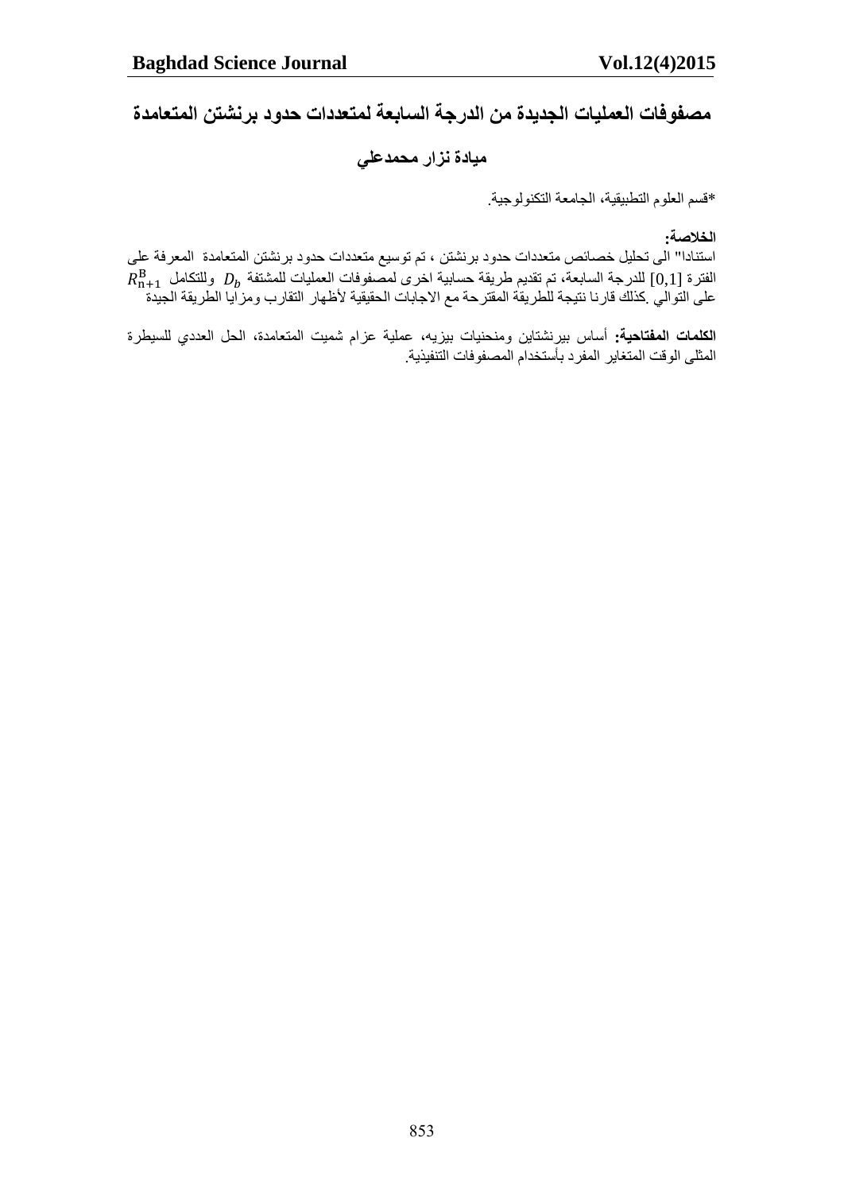# مصفوفات العمليات الجديدة من الدرجة السابعة لمتعددات حدود برنشتن المتعامدة

## ميادة نزار محمدعلي

*قسم العلوم التطبيقية، الجامعة التكنولوجية.

**الخلاصة:**

استنادا" الى تحليل خصائص متعددات حدود برنشتن ، تم توسيع متعددات حدود برنشتن المتعامدة المعرفة على الفترة $[0,1]$ للدرجة السابعة، تم تقديم طريقة حسابية اخرى لمصفوفات العمليات للمشتقة $D_b$ وللتكامل $R_{n+1}^{B}$ على التوالي .كذلك قارنا نتيجة للطريقة المقترحة مع الاجابات الحقيقية لأظهار التقارب ومزايا الطريقة الجيدة

**الكلمات المفتاحية:** أساس بيرنشتاين ومنحنيات بيزيه، عملية عزام شميت المتعامدة، الحل العددي للسيطرة المثلى الوقت المتغاير المفرد بأستخدام المصفوفات التنفيذية.